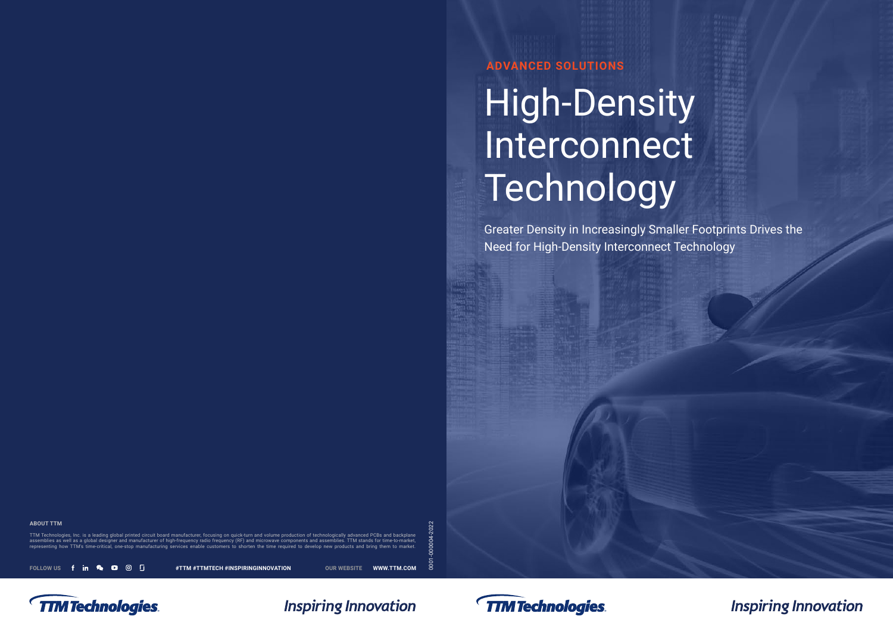ADVANCED SOLUTIONS

# High-Density Interconnect Technology

Greater Density in Increasingly Smaller Footprints Drives the Need for High-Density Interconnect Technology

**ABOUT TTM**

TTM Technologies, Inc. is a leading global printed circuit board manufacturer, focusing on quick-turn and volume production of technologically advanced PCBs and backplane assemblies as well as a global designer and manufacturer of high-frequency radio frequency (RF) and microwave components and assemblies. TTM stands for time-to-market, representing how TTM's time-critical, one-stop manufacturing services enable customers to shorten the time required to develop new products and bring them to market.

FOLLOW US **#TTM #TTMTECH #INSPIRINGINNOVATION** OUR WEBSITE **WWW.TTM.COM**

0001-000004-2022

TTM Technologies

Inspiring Innovation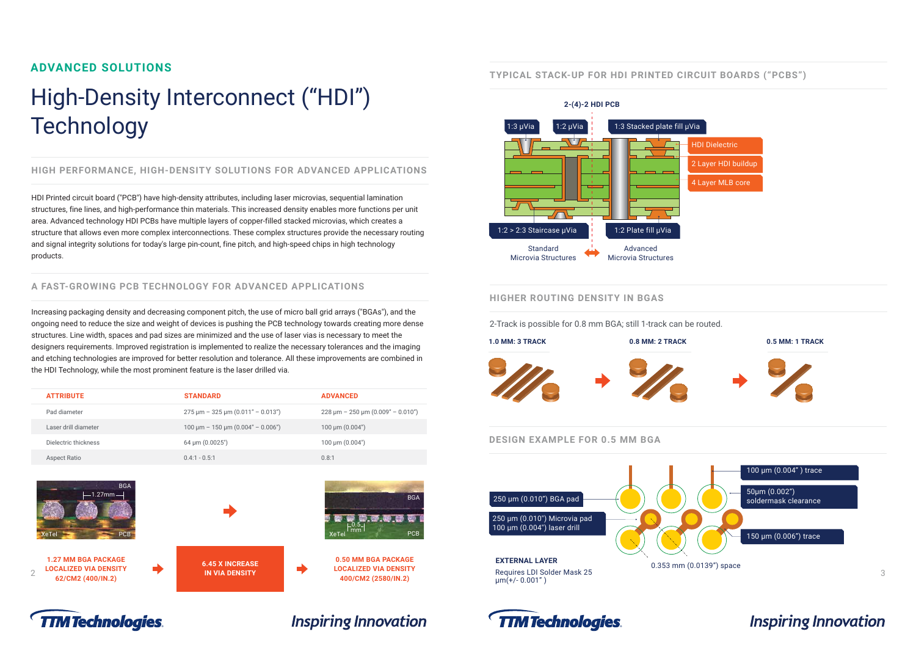ADVANCED SOLUTIONS

# High-Density Interconnect ("HDI") Technology

## HIGH PERFORMANCE, HIGH-DENSITY SOLUTIONS FOR ADVANCED APPLICATIONS

HDI Printed circuit board ("PCB") have high-density attributes, including laser microvias, sequential lamination structures, fine lines, and high-performance thin materials. This increased density enables more functions per unit area. Advanced technology HDI PCBs have multiple layers of copper-filled stacked microvias, which creates a structure that allows even more complex interconnections. These complex structures provide the necessary routing and signal integrity solutions for today's large pin-count, fine pitch, and high-speed chips in high technology products.

## A FAST-GROWING PCB TECHNOLOGY FOR ADVANCED APPLICATIONS

Increasing packaging density and decreasing component pitch, the use of micro ball grid arrays ("BGAs"), and the ongoing need to reduce the size and weight of devices is pushing the PCB technology towards creating more dense structures. Line width, spaces and pad sizes are minimized and the use of laser vias is necessary to meet the designers requirements. Improved registration is implemented to realize the necessary tolerances and the imaging and etching technologies are improved for better resolution and tolerance. All these improvements are combined in the HDI Technology, while the most prominent feature is the laser drilled via.

| ATTRIBUTE | STANDARD | ADVANCED |
| --- | --- | --- |
| Pad diameter | 275 µm – 325 µm (0.011" – 0.013") | 228 µm – 250 µm (0.009" – 0.010") |
| Laser drill diameter | 100 µm – 150 µm (0.004" – 0.006") | 100 µm (0.004") |
| Dielectric thickness | 64 µm (0.0025") | 100 µm (0.004") |
| Aspect Ratio | 0.4:1 - 0.5:1 | 0.8:1 |

BGA 1.27mm XeTel PCB

BGA 0.5 mm XeTel PCB

1.27 MM BGA PACKAGE LOCALIZED VIA DENSITY 62/CM2 (400/IN.2) → 6.45 X INCREASE IN VIA DENSITY → 0.50 MM BGA PACKAGE LOCALIZED VIA DENSITY 400/CM2 (2580/IN.2)

## TYPICAL STACK-UP FOR HDI PRINTED CIRCUIT BOARDS ("PCBS")

2-(4)-2 HDI PCB

- 1:3 µVia
- 1:2 µVia
- 1:3 Stacked plate fill µVia
- HDI Dielectric
- 2 Layer HDI buildup
- 4 Layer MLB core
- 1:2 > 2:3 Staircase µVia
- 1:2 Plate fill µVia

Standard Microvia Structures | Advanced Microvia Structures

## HIGHER ROUTING DENSITY IN BGAS

2-Track is possible for 0.8 mm BGA; still 1-track can be routed.

1.0 MM: 3 TRACK → 0.8 MM: 2 TRACK → 0.5 MM: 1 TRACK

## DESIGN EXAMPLE FOR 0.5 MM BGA

- 100 µm (0.004" ) trace
- 50µm (0.002") soldermask clearance
- 250 µm (0.010") BGA pad
- 250 µm (0.010") Microvia pad 100 µm (0.004") laser drill
- 150 µm (0.006") trace
- 0.353 mm (0.0139") space

**EXTERNAL LAYER**

Requires LDI Solder Mask 25 µm(+/- 0.001" )

TTM Technologies — Inspiring Innovation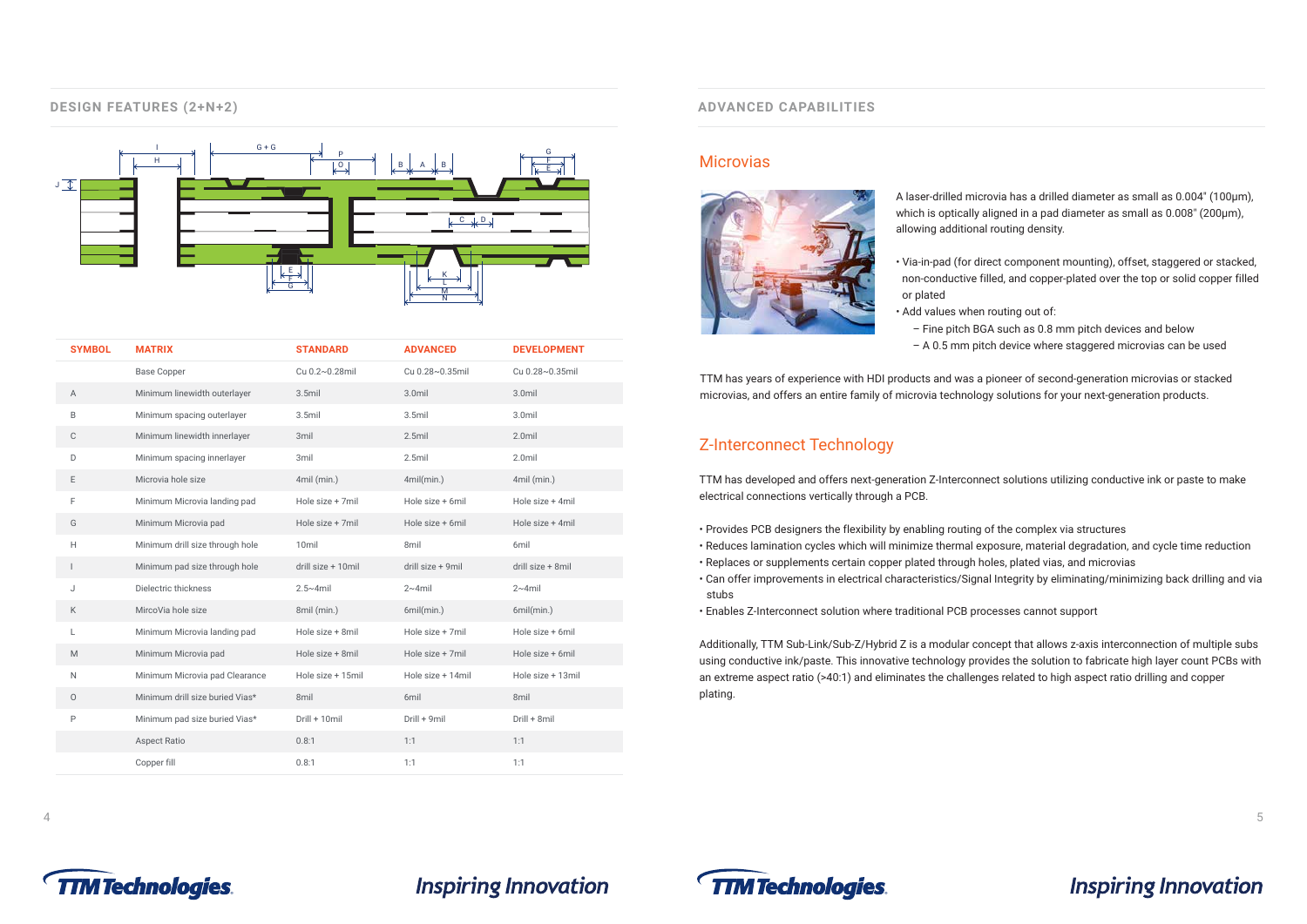## DESIGN FEATURES (2+N+2)

| SYMBOL | MATRIX | STANDARD | ADVANCED | DEVELOPMENT |
| --- | --- | --- | --- | --- |
| | Base Copper | Cu 0.2~0.28mil | Cu 0.28~0.35mil | Cu 0.28~0.35mil |
| A | Minimum linewidth outerlayer | 3.5mil | 3.0mil | 3.0mil |
| B | Minimum spacing outerlayer | 3.5mil | 3.5mil | 3.0mil |
| C | Minimum linewidth innerlayer | 3mil | 2.5mil | 2.0mil |
| D | Minimum spacing innerlayer | 3mil | 2.5mil | 2.0mil |
| E | Microvia hole size | 4mil (min.) | 4mil(min.) | 4mil (min.) |
| F | Minimum Microvia landing pad | Hole size + 7mil | Hole size + 6mil | Hole size + 4mil |
| G | Minimum Microvia pad | Hole size + 7mil | Hole size + 6mil | Hole size + 4mil |
| H | Minimum drill size through hole | 10mil | 8mil | 6mil |
| I | Minimum pad size through hole | drill size + 10mil | drill size + 9mil | drill size + 8mil |
| J | Dielectric thickness | 2.5~4mil | 2~4mil | 2~4mil |
| K | MircoVia hole size | 8mil (min.) | 6mil(min.) | 6mil(min.) |
| L | Minimum Microvia landing pad | Hole size + 8mil | Hole size + 7mil | Hole size + 6mil |
| M | Minimum Microvia pad | Hole size + 8mil | Hole size + 7mil | Hole size + 6mil |
| N | Minimum Microvia pad Clearance | Hole size + 15mil | Hole size + 14mil | Hole size + 13mil |
| O | Minimum drill size buried Vias* | 8mil | 6mil | 8mil |
| P | Minimum pad size buried Vias* | Drill + 10mil | Drill + 9mil | Drill + 8mil |
| | Aspect Ratio | 0.8:1 | 1:1 | 1:1 |
| | Copper fill | 0.8:1 | 1:1 | 1:1 |

## ADVANCED CAPABILITIES

### Microvias

A laser-drilled microvia has a drilled diameter as small as 0.004" (100μm), which is optically aligned in a pad diameter as small as 0.008" (200μm), allowing additional routing density.

- Via-in-pad (for direct component mounting), offset, staggered or stacked, non-conductive filled, and copper-plated over the top or solid copper filled or plated
- Add values when routing out of:
  - Fine pitch BGA such as 0.8 mm pitch devices and below
  - A 0.5 mm pitch device where staggered microvias can be used

TTM has years of experience with HDI products and was a pioneer of second-generation microvias or stacked microvias, and offers an entire family of microvia technology solutions for your next-generation products.

### Z-Interconnect Technology

TTM has developed and offers next-generation Z-Interconnect solutions utilizing conductive ink or paste to make electrical connections vertically through a PCB.

- Provides PCB designers the flexibility by enabling routing of the complex via structures
- Reduces lamination cycles which will minimize thermal exposure, material degradation, and cycle time reduction
- Replaces or supplements certain copper plated through holes, plated vias, and microvias
- Can offer improvements in electrical characteristics/Signal Integrity by eliminating/minimizing back drilling and via stubs
- Enables Z-Interconnect solution where traditional PCB processes cannot support

Additionally, TTM Sub-Link/Sub-Z/Hybrid Z is a modular concept that allows z-axis interconnection of multiple subs using conductive ink/paste. This innovative technology provides the solution to fabricate high layer count PCBs with an extreme aspect ratio (>40:1) and eliminates the challenges related to high aspect ratio drilling and copper plating.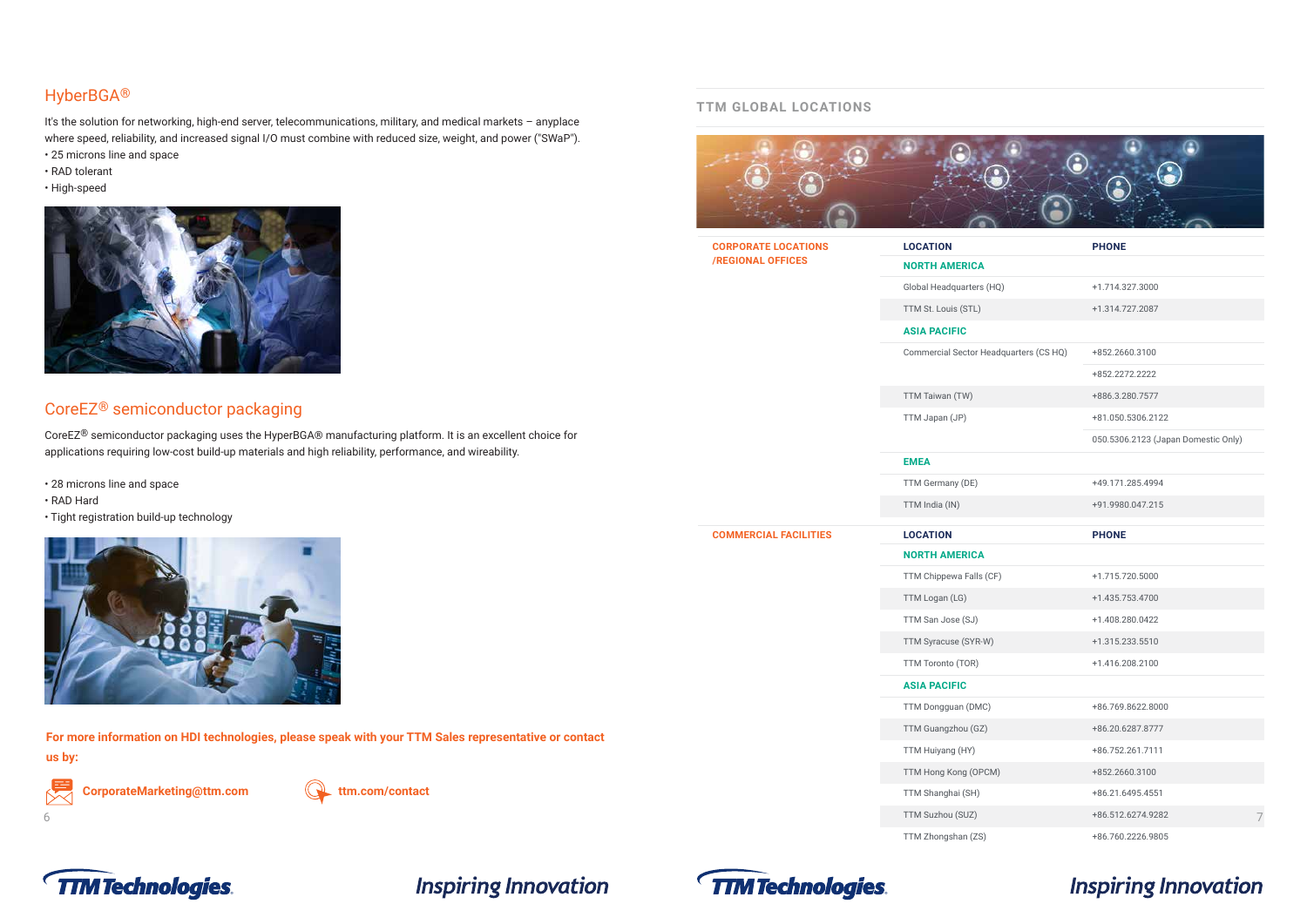## HyberBGA®

It's the solution for networking, high-end server, telecommunications, military, and medical markets – anyplace where speed, reliability, and increased signal I/O must combine with reduced size, weight, and power ("SWaP").

- 25 microns line and space
- RAD tolerant
- High-speed

## CoreEZ® semiconductor packaging

CoreEZ® semiconductor packaging uses the HyperBGA® manufacturing platform. It is an excellent choice for applications requiring low-cost build-up materials and high reliability, performance, and wireability.

- 28 microns line and space
- RAD Hard
- Tight registration build-up technology

**For more information on HDI technologies, please speak with your TTM Sales representative or contact us by:**

**CorporateMarketing@ttm.com**

**ttm.com/contact**

## TTM GLOBAL LOCATIONS

| CORPORATE LOCATIONS /REGIONAL OFFICES | LOCATION | PHONE |
|---|---|---|
| | **NORTH AMERICA** | |
| | Global Headquarters (HQ) | +1.714.327.3000 |
| | TTM St. Louis (STL) | +1.314.727.2087 |
| | **ASIA PACIFIC** | |
| | Commercial Sector Headquarters (CS HQ) | +852.2660.3100 |
| | | +852.2272.2222 |
| | TTM Taiwan (TW) | +886.3.280.7577 |
| | TTM Japan (JP) | +81.050.5306.2122 |
| | | 050.5306.2123 (Japan Domestic Only) |
| | **EMEA** | |
| | TTM Germany (DE) | +49.171.285.4994 |
| | TTM India (IN) | +91.9980.047.215 |

| COMMERCIAL FACILITIES | LOCATION | PHONE |
|---|---|---|
| | **NORTH AMERICA** | |
| | TTM Chippewa Falls (CF) | +1.715.720.5000 |
| | TTM Logan (LG) | +1.435.753.4700 |
| | TTM San Jose (SJ) | +1.408.280.0422 |
| | TTM Syracuse (SYR-W) | +1.315.233.5510 |
| | TTM Toronto (TOR) | +1.416.208.2100 |
| | **ASIA PACIFIC** | |
| | TTM Dongguan (DMC) | +86.769.8622.8000 |
| | TTM Guangzhou (GZ) | +86.20.6287.8777 |
| | TTM Huiyang (HY) | +86.752.261.7111 |
| | TTM Hong Kong (OPCM) | +852.2660.3100 |
| | TTM Shanghai (SH) | +86.21.6495.4551 |
| | TTM Suzhou (SUZ) | +86.512.6274.9282 |
| | TTM Zhongshan (ZS) | +86.760.2226.9805 |